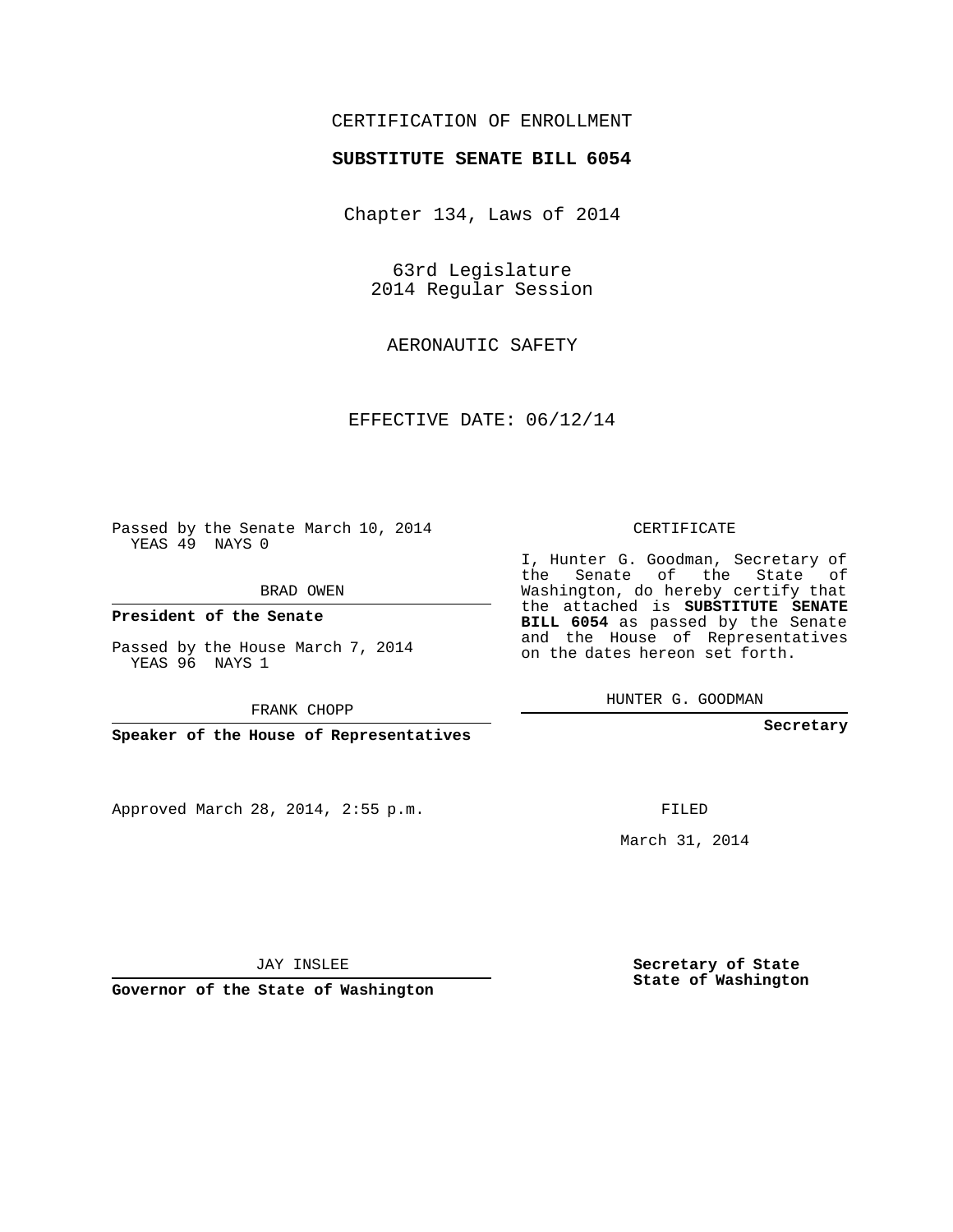CERTIFICATION OF ENROLLMENT

**SUBSTITUTE SENATE BILL 6054**

Chapter 134, Laws of 2014

63rd Legislature
2014 Regular Session

AERONAUTIC SAFETY

EFFECTIVE DATE: 06/12/14

Passed by the Senate March 10, 2014
YEAS 49 NAYS 0

BRAD OWEN

**President of the Senate**

Passed by the House March 7, 2014
YEAS 96 NAYS 1

FRANK CHOPP

**Speaker of the House of Representatives**

CERTIFICATE

I, Hunter G. Goodman, Secretary of the Senate of the State of Washington, do hereby certify that the attached is **SUBSTITUTE SENATE BILL 6054** as passed by the Senate and the House of Representatives on the dates hereon set forth.

HUNTER G. GOODMAN

**Secretary**

Approved March 28, 2014, 2:55 p.m.

FILED

March 31, 2014

JAY INSLEE

**Governor of the State of Washington**

**Secretary of State**
**State of Washington**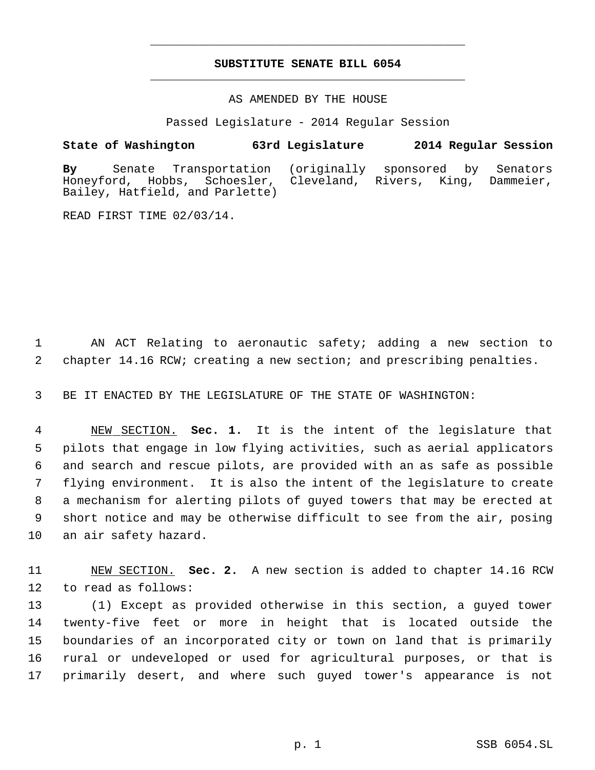# SUBSTITUTE SENATE BILL 6054

AS AMENDED BY THE HOUSE

Passed Legislature - 2014 Regular Session

**State of Washington 63rd Legislature 2014 Regular Session**

**By** Senate Transportation (originally sponsored by Senators Honeyford, Hobbs, Schoesler, Cleveland, Rivers, King, Dammeier, Bailey, Hatfield, and Parlette)

READ FIRST TIME 02/03/14.

AN ACT Relating to aeronautic safety; adding a new section to chapter 14.16 RCW; creating a new section; and prescribing penalties.

BE IT ENACTED BY THE LEGISLATURE OF THE STATE OF WASHINGTON:

NEW SECTION. **Sec. 1.** It is the intent of the legislature that pilots that engage in low flying activities, such as aerial applicators and search and rescue pilots, are provided with an as safe as possible flying environment. It is also the intent of the legislature to create a mechanism for alerting pilots of guyed towers that may be erected at short notice and may be otherwise difficult to see from the air, posing an air safety hazard.

NEW SECTION. **Sec. 2.** A new section is added to chapter 14.16 RCW to read as follows:

(1) Except as provided otherwise in this section, a guyed tower twenty-five feet or more in height that is located outside the boundaries of an incorporated city or town on land that is primarily rural or undeveloped or used for agricultural purposes, or that is primarily desert, and where such guyed tower's appearance is not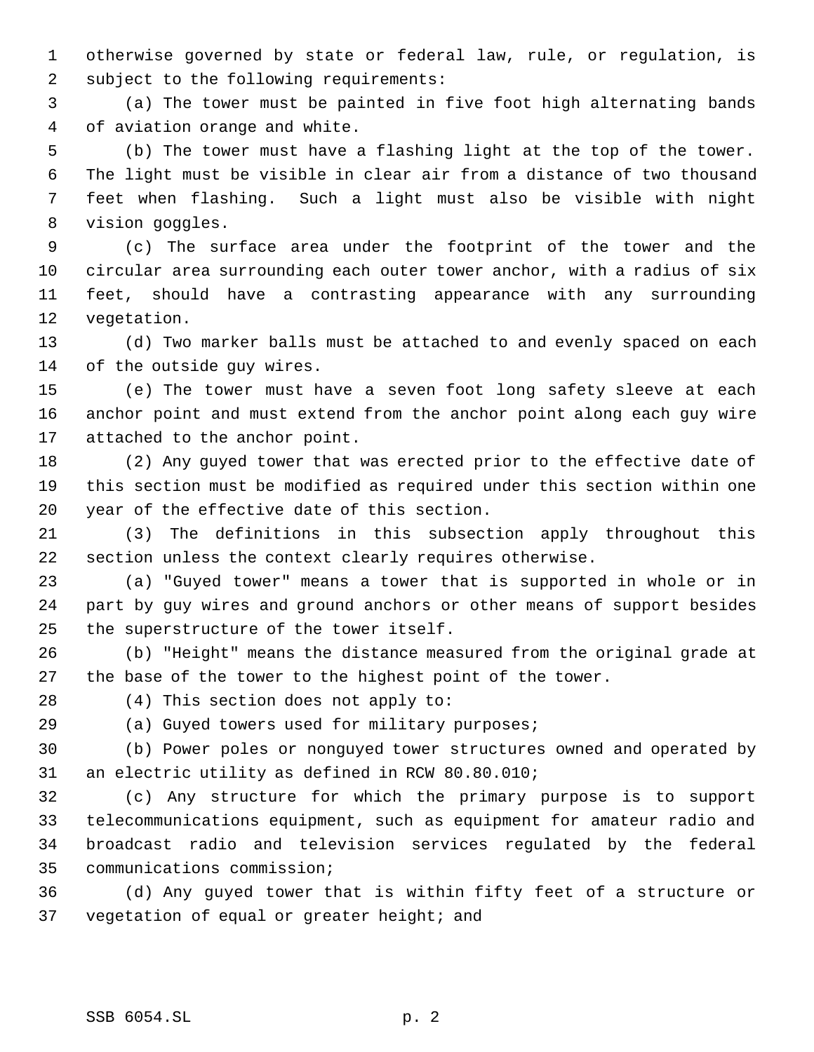otherwise governed by state or federal law, rule, or regulation, is subject to the following requirements:

(a) The tower must be painted in five foot high alternating bands of aviation orange and white.

(b) The tower must have a flashing light at the top of the tower. The light must be visible in clear air from a distance of two thousand feet when flashing. Such a light must also be visible with night vision goggles.

(c) The surface area under the footprint of the tower and the circular area surrounding each outer tower anchor, with a radius of six feet, should have a contrasting appearance with any surrounding vegetation.

(d) Two marker balls must be attached to and evenly spaced on each of the outside guy wires.

(e) The tower must have a seven foot long safety sleeve at each anchor point and must extend from the anchor point along each guy wire attached to the anchor point.

(2) Any guyed tower that was erected prior to the effective date of this section must be modified as required under this section within one year of the effective date of this section.

(3) The definitions in this subsection apply throughout this section unless the context clearly requires otherwise.

(a) "Guyed tower" means a tower that is supported in whole or in part by guy wires and ground anchors or other means of support besides the superstructure of the tower itself.

(b) "Height" means the distance measured from the original grade at the base of the tower to the highest point of the tower.

(4) This section does not apply to:

(a) Guyed towers used for military purposes;

(b) Power poles or nonguyed tower structures owned and operated by an electric utility as defined in RCW 80.80.010;

(c) Any structure for which the primary purpose is to support telecommunications equipment, such as equipment for amateur radio and broadcast radio and television services regulated by the federal communications commission;

(d) Any guyed tower that is within fifty feet of a structure or vegetation of equal or greater height; and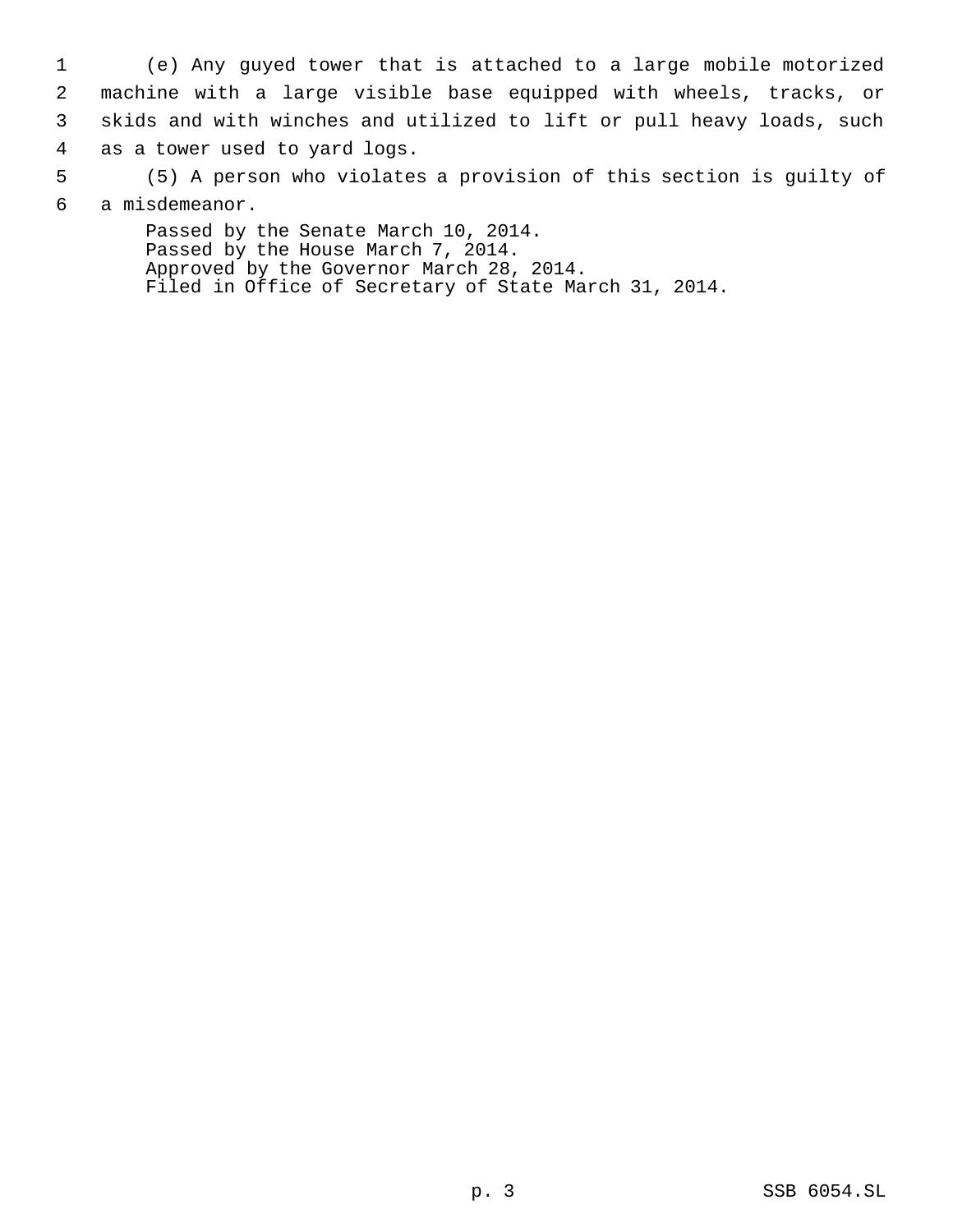(e) Any guyed tower that is attached to a large mobile motorized machine with a large visible base equipped with wheels, tracks, or skids and with winches and utilized to lift or pull heavy loads, such as a tower used to yard logs.

(5) A person who violates a provision of this section is guilty of a misdemeanor.

Passed by the Senate March 10, 2014.
Passed by the House March 7, 2014.
Approved by the Governor March 28, 2014.
Filed in Office of Secretary of State March 31, 2014.